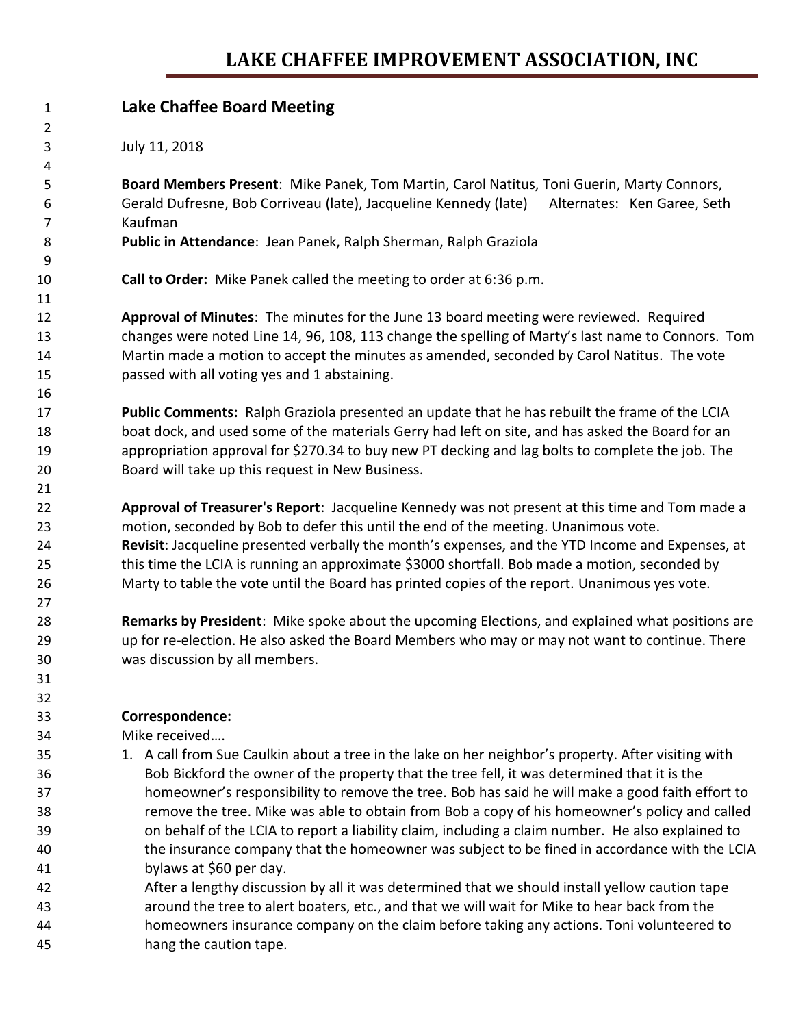# LAKE CHAFFEE IMPROVEMENT ASSOCIATION, INC

## Lake Chaffee Board Meeting

July 11, 2018

**Board Members Present**: Mike Panek, Tom Martin, Carol Natitus, Toni Guerin, Marty Connors, Gerald Dufresne, Bob Corriveau (late), Jacqueline Kennedy (late) Alternates: Ken Garee, Seth Kaufman

**Public in Attendance**: Jean Panek, Ralph Sherman, Ralph Graziola

**Call to Order:** Mike Panek called the meeting to order at 6:36 p.m.

**Approval of Minutes**: The minutes for the June 13 board meeting were reviewed. Required changes were noted Line 14, 96, 108, 113 change the spelling of Marty's last name to Connors. Tom Martin made a motion to accept the minutes as amended, seconded by Carol Natitus. The vote passed with all voting yes and 1 abstaining.

**Public Comments:** Ralph Graziola presented an update that he has rebuilt the frame of the LCIA boat dock, and used some of the materials Gerry had left on site, and has asked the Board for an appropriation approval for $270.34 to buy new PT decking and lag bolts to complete the job. The Board will take up this request in New Business.

**Approval of Treasurer's Report**: Jacqueline Kennedy was not present at this time and Tom made a motion, seconded by Bob to defer this until the end of the meeting. Unanimous vote.
**Revisit**: Jacqueline presented verbally the month's expenses, and the YTD Income and Expenses, at this time the LCIA is running an approximate $3000 shortfall. Bob made a motion, seconded by Marty to table the vote until the Board has printed copies of the report. Unanimous yes vote.

**Remarks by President**: Mike spoke about the upcoming Elections, and explained what positions are up for re-election. He also asked the Board Members who may or may not want to continue. There was discussion by all members.

**Correspondence:**

Mike received….

1. A call from Sue Caulkin about a tree in the lake on her neighbor's property. After visiting with Bob Bickford the owner of the property that the tree fell, it was determined that it is the homeowner's responsibility to remove the tree. Bob has said he will make a good faith effort to remove the tree. Mike was able to obtain from Bob a copy of his homeowner's policy and called on behalf of the LCIA to report a liability claim, including a claim number. He also explained to the insurance company that the homeowner was subject to be fined in accordance with the LCIA bylaws at $60 per day.

   After a lengthy discussion by all it was determined that we should install yellow caution tape around the tree to alert boaters, etc., and that we will wait for Mike to hear back from the homeowners insurance company on the claim before taking any actions. Toni volunteered to hang the caution tape.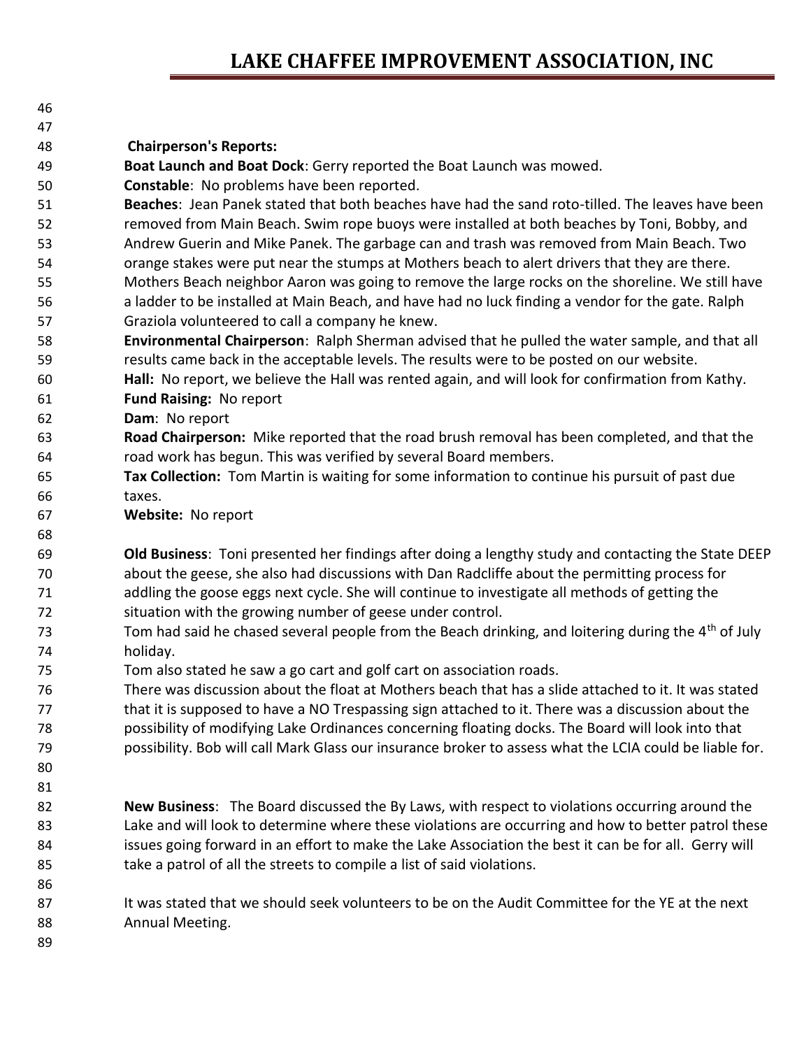**Chairperson's Reports:**

**Boat Launch and Boat Dock**: Gerry reported the Boat Launch was mowed.

**Constable**: No problems have been reported.

**Beaches**: Jean Panek stated that both beaches have had the sand roto-tilled. The leaves have been removed from Main Beach. Swim rope buoys were installed at both beaches by Toni, Bobby, and Andrew Guerin and Mike Panek. The garbage can and trash was removed from Main Beach. Two orange stakes were put near the stumps at Mothers beach to alert drivers that they are there. Mothers Beach neighbor Aaron was going to remove the large rocks on the shoreline. We still have a ladder to be installed at Main Beach, and have had no luck finding a vendor for the gate. Ralph Graziola volunteered to call a company he knew.

**Environmental Chairperson**: Ralph Sherman advised that he pulled the water sample, and that all results came back in the acceptable levels. The results were to be posted on our website.

**Hall:** No report, we believe the Hall was rented again, and will look for confirmation from Kathy.

**Fund Raising:** No report

**Dam**: No report

**Road Chairperson:** Mike reported that the road brush removal has been completed, and that the road work has begun. This was verified by several Board members.

**Tax Collection:** Tom Martin is waiting for some information to continue his pursuit of past due taxes.

**Website:** No report

**Old Business**: Toni presented her findings after doing a lengthy study and contacting the State DEEP about the geese, she also had discussions with Dan Radcliffe about the permitting process for addling the goose eggs next cycle. She will continue to investigate all methods of getting the situation with the growing number of geese under control.

Tom had said he chased several people from the Beach drinking, and loitering during the 4th of July holiday.

Tom also stated he saw a go cart and golf cart on association roads.

There was discussion about the float at Mothers beach that has a slide attached to it. It was stated that it is supposed to have a NO Trespassing sign attached to it. There was a discussion about the possibility of modifying Lake Ordinances concerning floating docks. The Board will look into that possibility. Bob will call Mark Glass our insurance broker to assess what the LCIA could be liable for.

**New Business**: The Board discussed the By Laws, with respect to violations occurring around the Lake and will look to determine where these violations are occurring and how to better patrol these issues going forward in an effort to make the Lake Association the best it can be for all. Gerry will take a patrol of all the streets to compile a list of said violations.

It was stated that we should seek volunteers to be on the Audit Committee for the YE at the next Annual Meeting.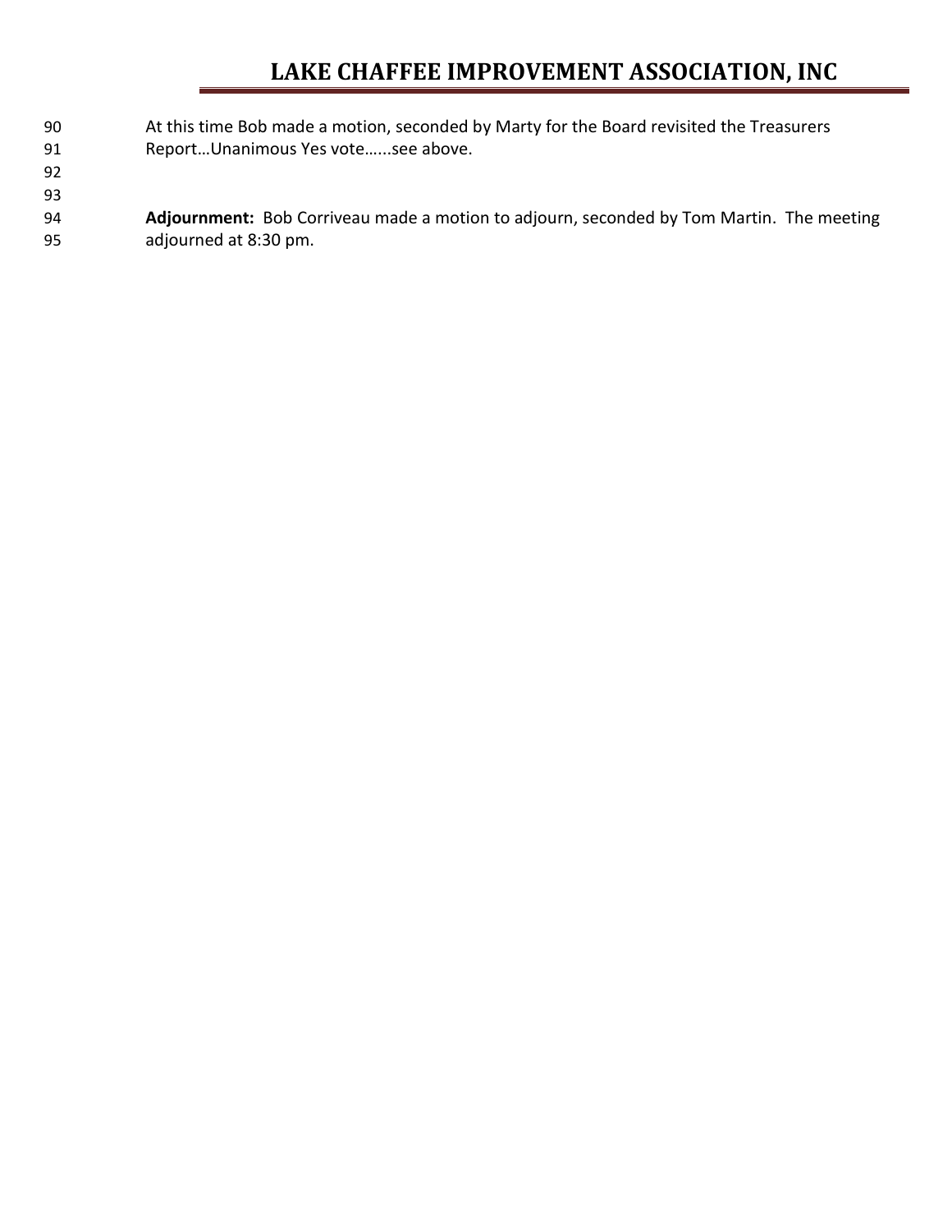At this time Bob made a motion, seconded by Marty for the Board revisited the Treasurers Report…Unanimous Yes vote…...see above.

**Adjournment:** Bob Corriveau made a motion to adjourn, seconded by Tom Martin. The meeting adjourned at 8:30 pm.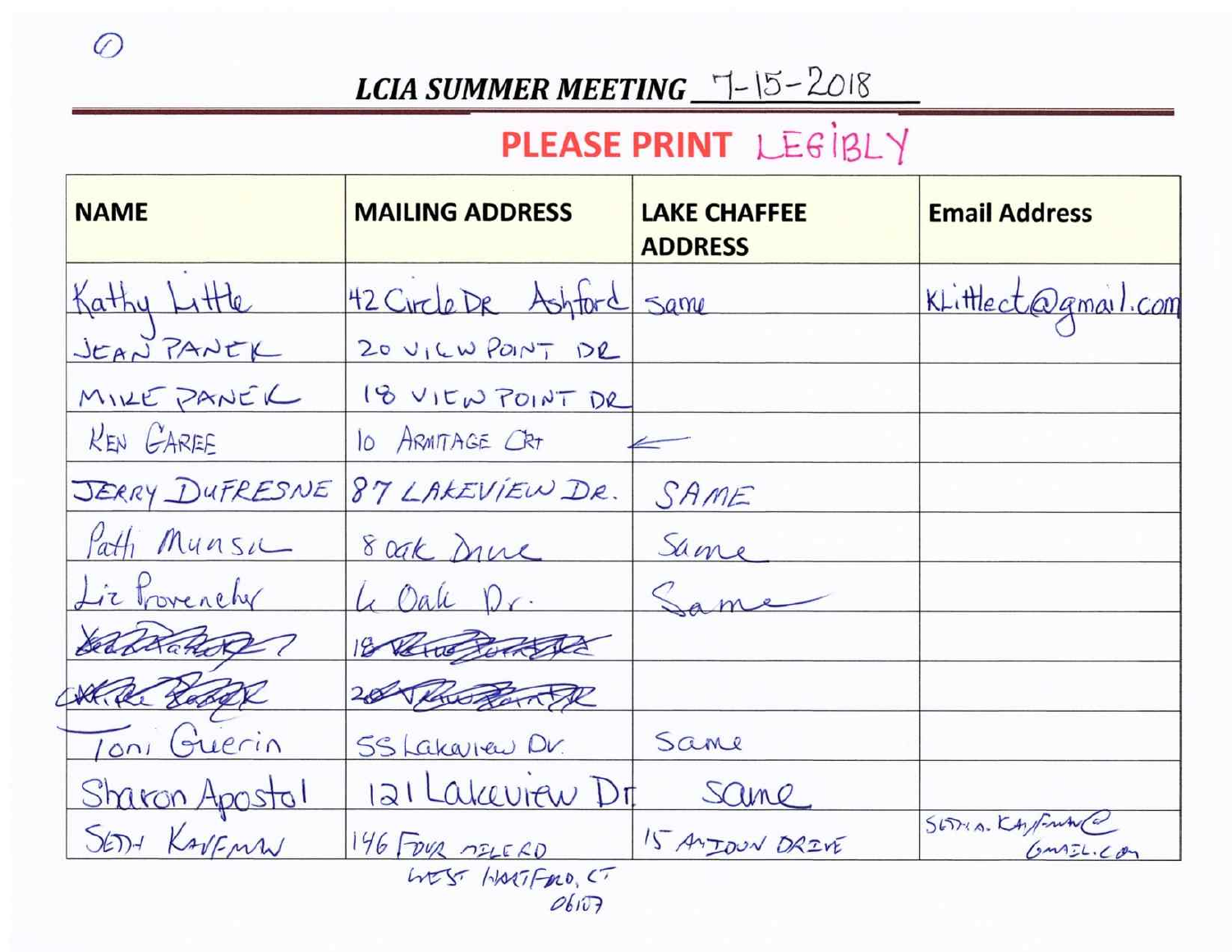①

## *LCIA SUMMER MEETING* 7-15-2018

**PLEASE PRINT** LEGIBLY

| NAME | MAILING ADDRESS | LAKE CHAFFEE ADDRESS | Email Address |
|---|---|---|---|
| Kathy Little | 42 Circle DR Ashford | same | KLittlect@gmail.com |
| JEAN PANEK | 20 VIEW POINT DR | | |
| MIKE PANEK | 18 VIEW POINT DR | | |
| KEN GAREE | 10 ARMITAGE CRT | ← | |
| JERRY DUFRESNE | 87 LAKEVIEW DR. | SAME | |
| Patti Munsie | 8 Oak Drive | Same | |
| Liz Provencher | 6 Oak Dr. | Same | |
| ~~Jean Panek~~ | ~~18 View Point Dr~~ | | |
| ~~Mike Panek~~ | ~~20 View Point Dr~~ | | |
| Toni Guerin | 55 Lakeview Dr. | Same | |
| Sharon Apostol | 121 Lakeview Dr | same | |
| SETH KAUFMAN | 146 FOUR MILE RD WEST HARTFORD, CT 06107 | 15 ANJOU DRIVE | SETH.A.KAUFMAN@GMAIL.COM |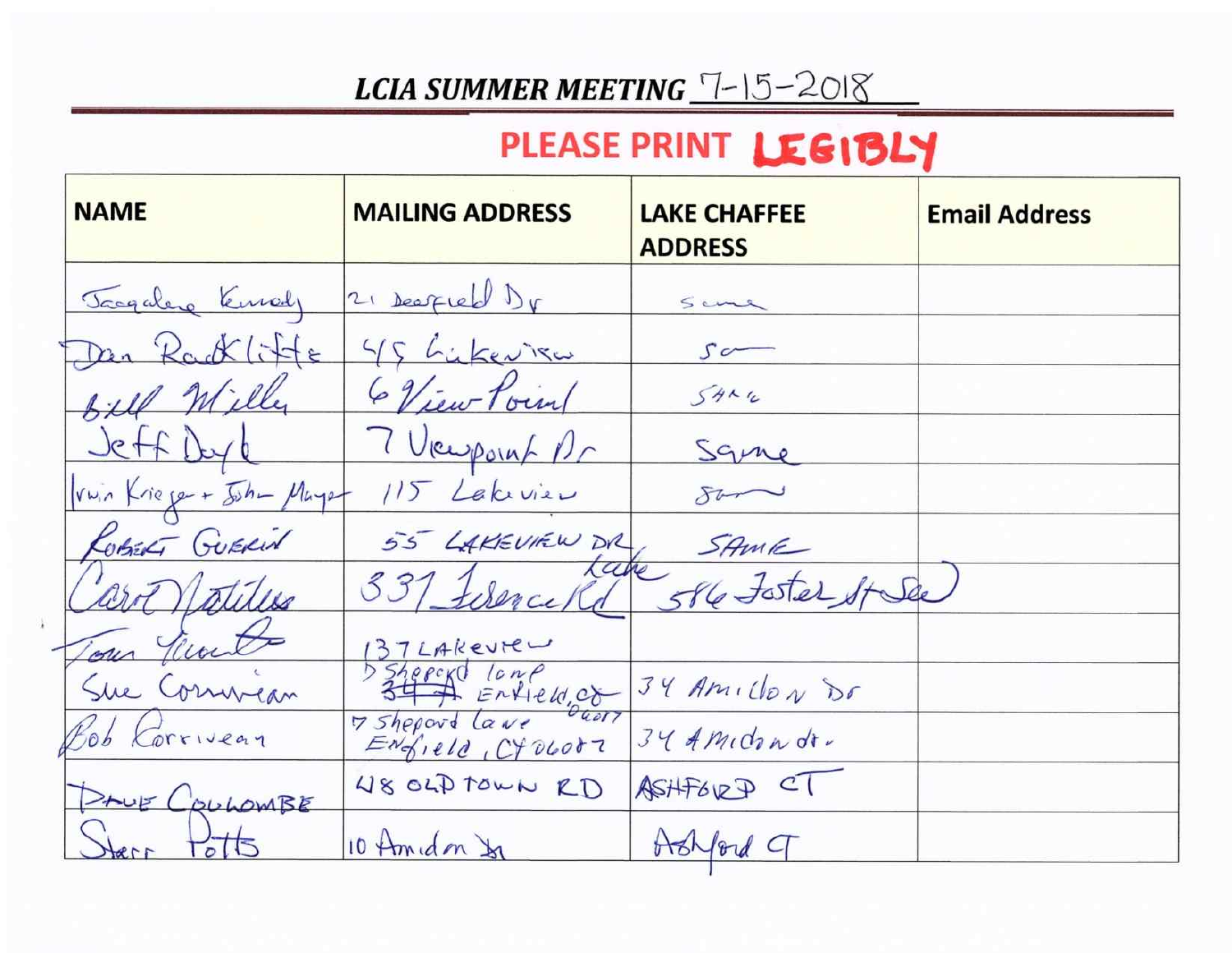## LCIA SUMMER MEETING 7-15-2018

**PLEASE PRINT LEGIBLY**

| NAME | MAILING ADDRESS | LAKE CHAFFEE ADDRESS | Email Address |
|---|---|---|---|
| Jacqueline Kennedy | 21 Deerfield Dr | same | |
| Dan Radcliffe | 45 Lakeview | same | |
| Bill Miller | 6 View Point | same | |
| Jeff Doyle | 7 Viewpoint Dr | Same | |
| Irwin Krieger + John Mayer | 115 Lakeview | same | |
| ROBERT GUERIN | 55 LAKEVIEW DR | SAME | |
| Carol Natilus | 337 Lake Terrace Rd | 586 Foster St (See) | |
| Tom Yount | 137 LAKEVIEW | | |
| Sue Corriveau | 7 Sheperd lane 34 ENfield, CT 06077 | 34 Amidon Dr | |
| Bob Corriveau | 7 Shepard Lane Enfield, CT 06082 | 34 Amidon dr. | |
| DAVE COULOMBE | 48 OLD TOWN RD | ASHFORD CT | |
| Sherr Potts | 10 Amidon Dr | Ashford CT | |